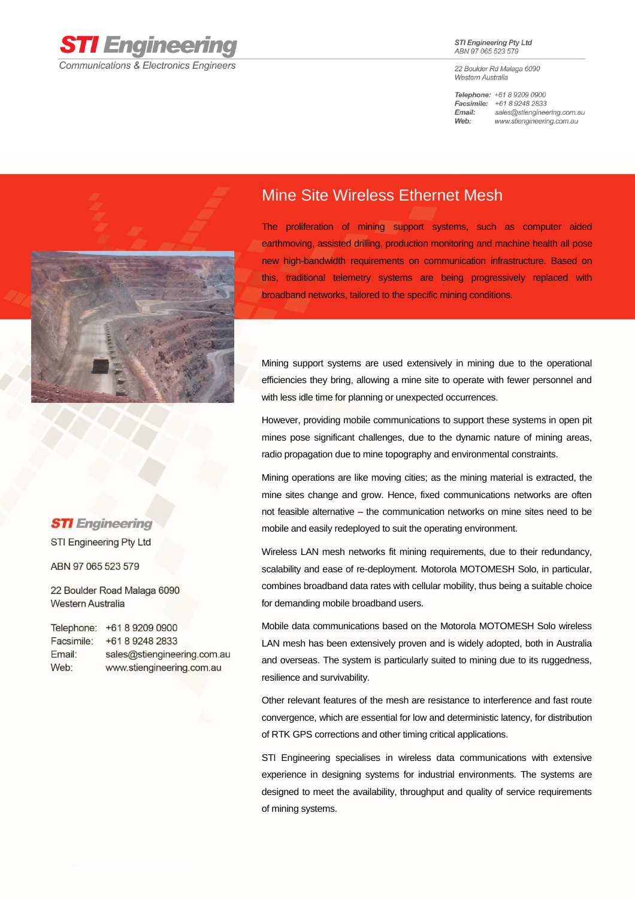**STI Engineering**
Communications & Electronics Engineers

STI Engineering Pty Ltd
ABN 97 065 523 579

22 Boulder Rd Malaga 6090
Western Australia

**Telephone:** +61 8 9209 0900
**Facsimile:** +61 8 9248 2833
**Email:** sales@stiengineering.com.au
**Web:** www.stiengineering.com.au

# Mine Site Wireless Ethernet Mesh

The proliferation of mining support systems, such as computer aided earthmoving, assisted drilling, production monitoring and machine health all pose new high-bandwidth requirements on communication infrastructure. Based on this, traditional telemetry systems are being progressively replaced with broadband networks, tailored to the specific mining conditions.

Mining support systems are used extensively in mining due to the operational efficiencies they bring, allowing a mine site to operate with fewer personnel and with less idle time for planning or unexpected occurrences.

However, providing mobile communications to support these systems in open pit mines pose significant challenges, due to the dynamic nature of mining areas, radio propagation due to mine topography and environmental constraints.

Mining operations are like moving cities; as the mining material is extracted, the mine sites change and grow. Hence, fixed communications networks are often not feasible alternative – the communication networks on mine sites need to be mobile and easily redeployed to suit the operating environment.

Wireless LAN mesh networks fit mining requirements, due to their redundancy, scalability and ease of re-deployment. Motorola MOTOMESH Solo, in particular, combines broadband data rates with cellular mobility, thus being a suitable choice for demanding mobile broadband users.

Mobile data communications based on the Motorola MOTOMESH Solo wireless LAN mesh has been extensively proven and is widely adopted, both in Australia and overseas. The system is particularly suited to mining due to its ruggedness, resilience and survivability.

Other relevant features of the mesh are resistance to interference and fast route convergence, which are essential for low and deterministic latency, for distribution of RTK GPS corrections and other timing critical applications.

STI Engineering specialises in wireless data communications with extensive experience in designing systems for industrial environments. The systems are designed to meet the availability, throughput and quality of service requirements of mining systems.

**STI Engineering**

STI Engineering Pty Ltd

ABN 97 065 523 579

22 Boulder Road Malaga 6090
Western Australia

Telephone: +61 8 9209 0900
Facsimile: +61 8 9248 2833
Email: sales@stiengineering.com.au
Web: www.stiengineering.com.au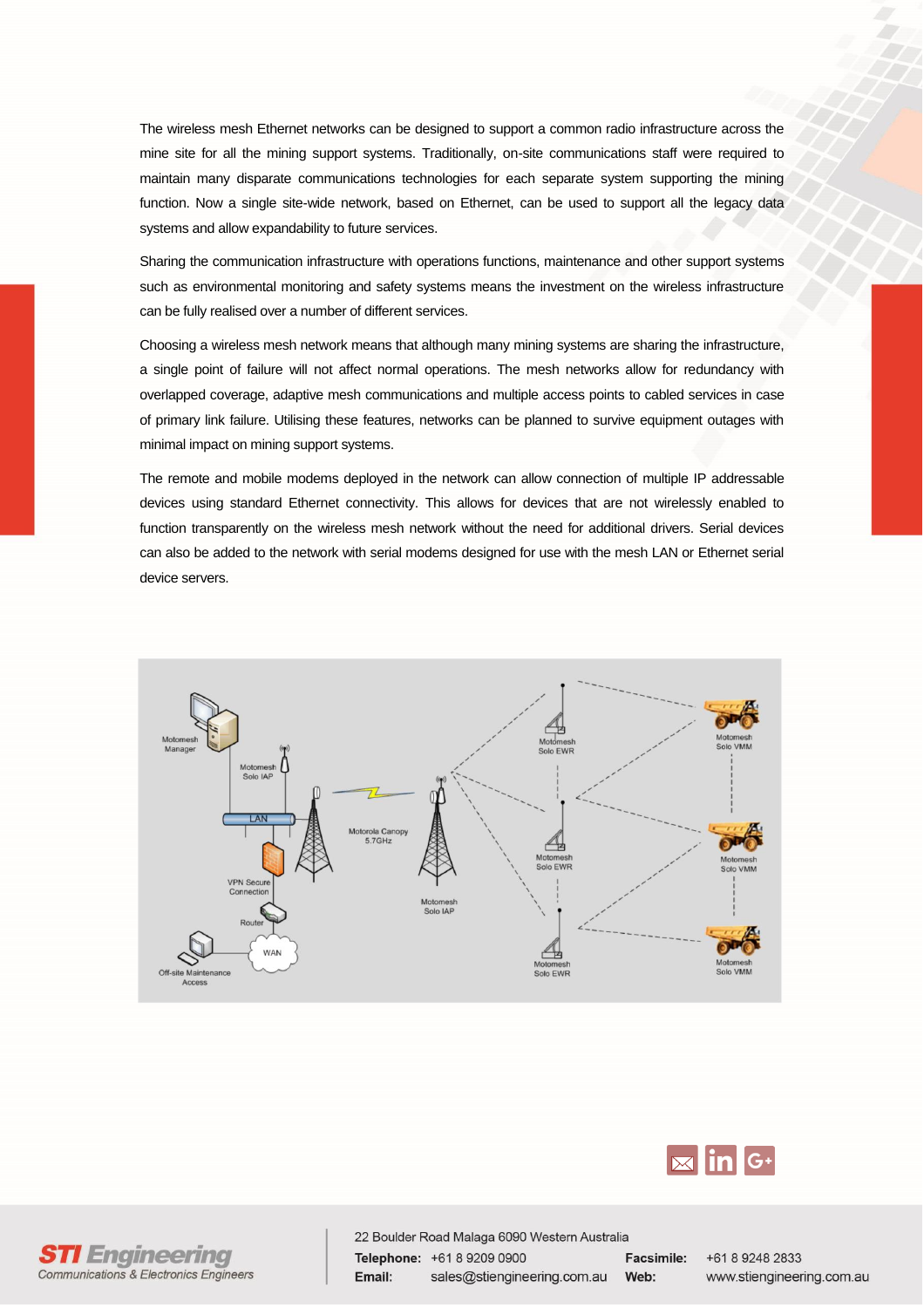The wireless mesh Ethernet networks can be designed to support a common radio infrastructure across the mine site for all the mining support systems. Traditionally, on-site communications staff were required to maintain many disparate communications technologies for each separate system supporting the mining function. Now a single site-wide network, based on Ethernet, can be used to support all the legacy data systems and allow expandability to future services.

Sharing the communication infrastructure with operations functions, maintenance and other support systems such as environmental monitoring and safety systems means the investment on the wireless infrastructure can be fully realised over a number of different services.

Choosing a wireless mesh network means that although many mining systems are sharing the infrastructure, a single point of failure will not affect normal operations. The mesh networks allow for redundancy with overlapped coverage, adaptive mesh communications and multiple access points to cabled services in case of primary link failure. Utilising these features, networks can be planned to survive equipment outages with minimal impact on mining support systems.

The remote and mobile modems deployed in the network can allow connection of multiple IP addressable devices using standard Ethernet connectivity. This allows for devices that are not wirelessly enabled to function transparently on the wireless mesh network without the need for additional drivers. Serial devices can also be added to the network with serial modems designed for use with the mesh LAN or Ethernet serial device servers.

Motomesh Manager
Motomesh Solo IAP
LAN
VPN Secure Connection
Router
WAN
Off-site Maintenance Access
Motorola Canopy 5.7GHz
Motomesh Solo IAP
Motomesh Solo EWR
Motomesh Solo EWR
Motomesh Solo EWR
Motomesh Solo VMM
Motomesh Solo VMM
Motomesh Solo VMM